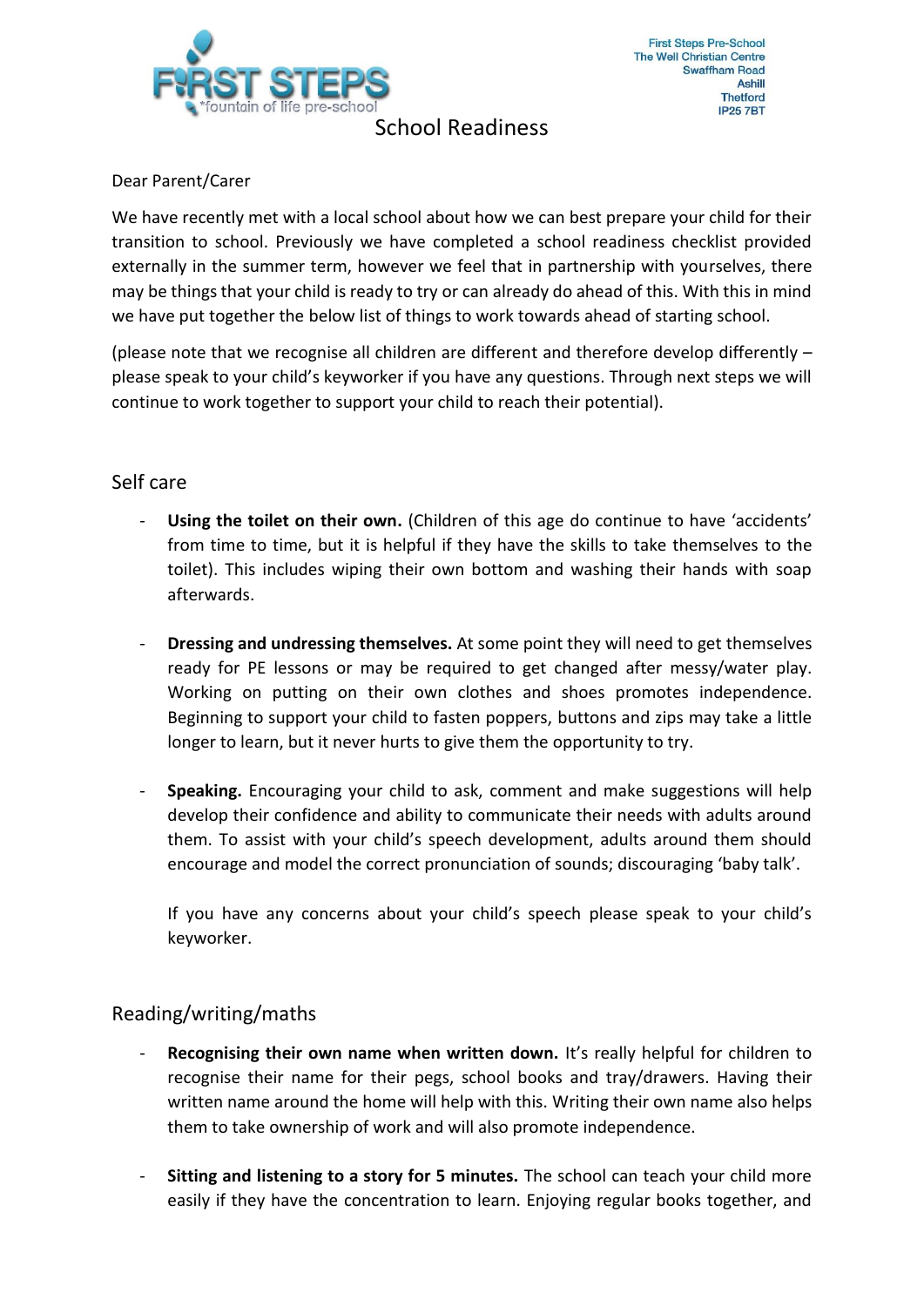First Steps Pre-School
The Well Christian Centre
Swaffham Road
Ashill
Thetford
IP25 7BT

FIRST STEPS
*fountain of life pre-school

# School Readiness

Dear Parent/Carer

We have recently met with a local school about how we can best prepare your child for their transition to school. Previously we have completed a school readiness checklist provided externally in the summer term, however we feel that in partnership with yourselves, there may be things that your child is ready to try or can already do ahead of this. With this in mind we have put together the below list of things to work towards ahead of starting school.

(please note that we recognise all children are different and therefore develop differently – please speak to your child's keyworker if you have any questions. Through next steps we will continue to work together to support your child to reach their potential).

## Self care

- **Using the toilet on their own.** (Children of this age do continue to have 'accidents' from time to time, but it is helpful if they have the skills to take themselves to the toilet). This includes wiping their own bottom and washing their hands with soap afterwards.

- **Dressing and undressing themselves.** At some point they will need to get themselves ready for PE lessons or may be required to get changed after messy/water play. Working on putting on their own clothes and shoes promotes independence. Beginning to support your child to fasten poppers, buttons and zips may take a little longer to learn, but it never hurts to give them the opportunity to try.

- **Speaking.** Encouraging your child to ask, comment and make suggestions will help develop their confidence and ability to communicate their needs with adults around them. To assist with your child's speech development, adults around them should encourage and model the correct pronunciation of sounds; discouraging 'baby talk'.

  If you have any concerns about your child's speech please speak to your child's keyworker.

## Reading/writing/maths

- **Recognising their own name when written down.** It's really helpful for children to recognise their name for their pegs, school books and tray/drawers. Having their written name around the home will help with this. Writing their own name also helps them to take ownership of work and will also promote independence.

- **Sitting and listening to a story for 5 minutes.** The school can teach your child more easily if they have the concentration to learn. Enjoying regular books together, and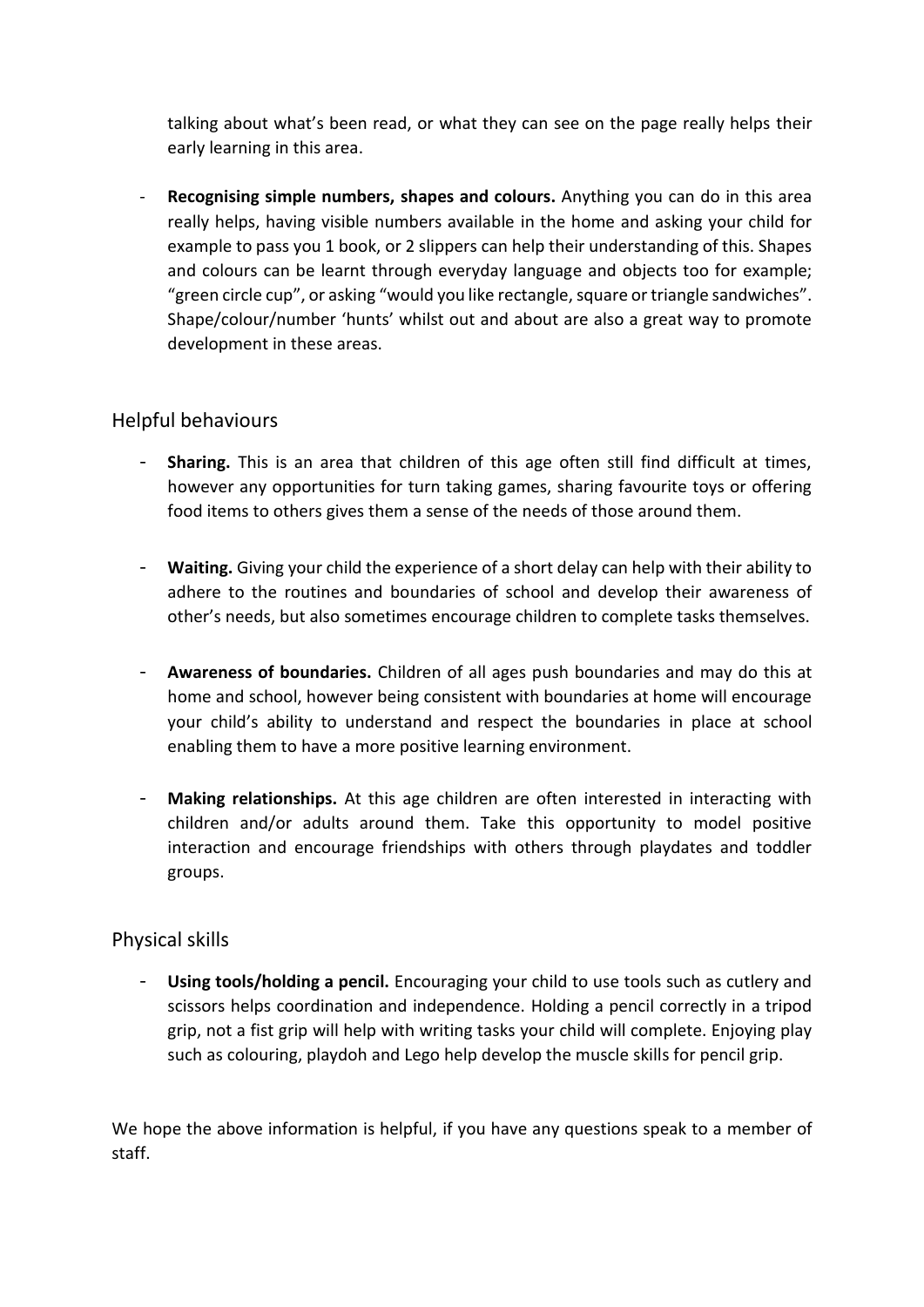talking about what's been read, or what they can see on the page really helps their early learning in this area.

- **Recognising simple numbers, shapes and colours.** Anything you can do in this area really helps, having visible numbers available in the home and asking your child for example to pass you 1 book, or 2 slippers can help their understanding of this. Shapes and colours can be learnt through everyday language and objects too for example; "green circle cup", or asking "would you like rectangle, square or triangle sandwiches". Shape/colour/number 'hunts' whilst out and about are also a great way to promote development in these areas.

## Helpful behaviours

- **Sharing.** This is an area that children of this age often still find difficult at times, however any opportunities for turn taking games, sharing favourite toys or offering food items to others gives them a sense of the needs of those around them.

- **Waiting.** Giving your child the experience of a short delay can help with their ability to adhere to the routines and boundaries of school and develop their awareness of other's needs, but also sometimes encourage children to complete tasks themselves.

- **Awareness of boundaries.** Children of all ages push boundaries and may do this at home and school, however being consistent with boundaries at home will encourage your child's ability to understand and respect the boundaries in place at school enabling them to have a more positive learning environment.

- **Making relationships.** At this age children are often interested in interacting with children and/or adults around them. Take this opportunity to model positive interaction and encourage friendships with others through playdates and toddler groups.

## Physical skills

- **Using tools/holding a pencil.** Encouraging your child to use tools such as cutlery and scissors helps coordination and independence. Holding a pencil correctly in a tripod grip, not a fist grip will help with writing tasks your child will complete. Enjoying play such as colouring, playdoh and Lego help develop the muscle skills for pencil grip.

We hope the above information is helpful, if you have any questions speak to a member of staff.